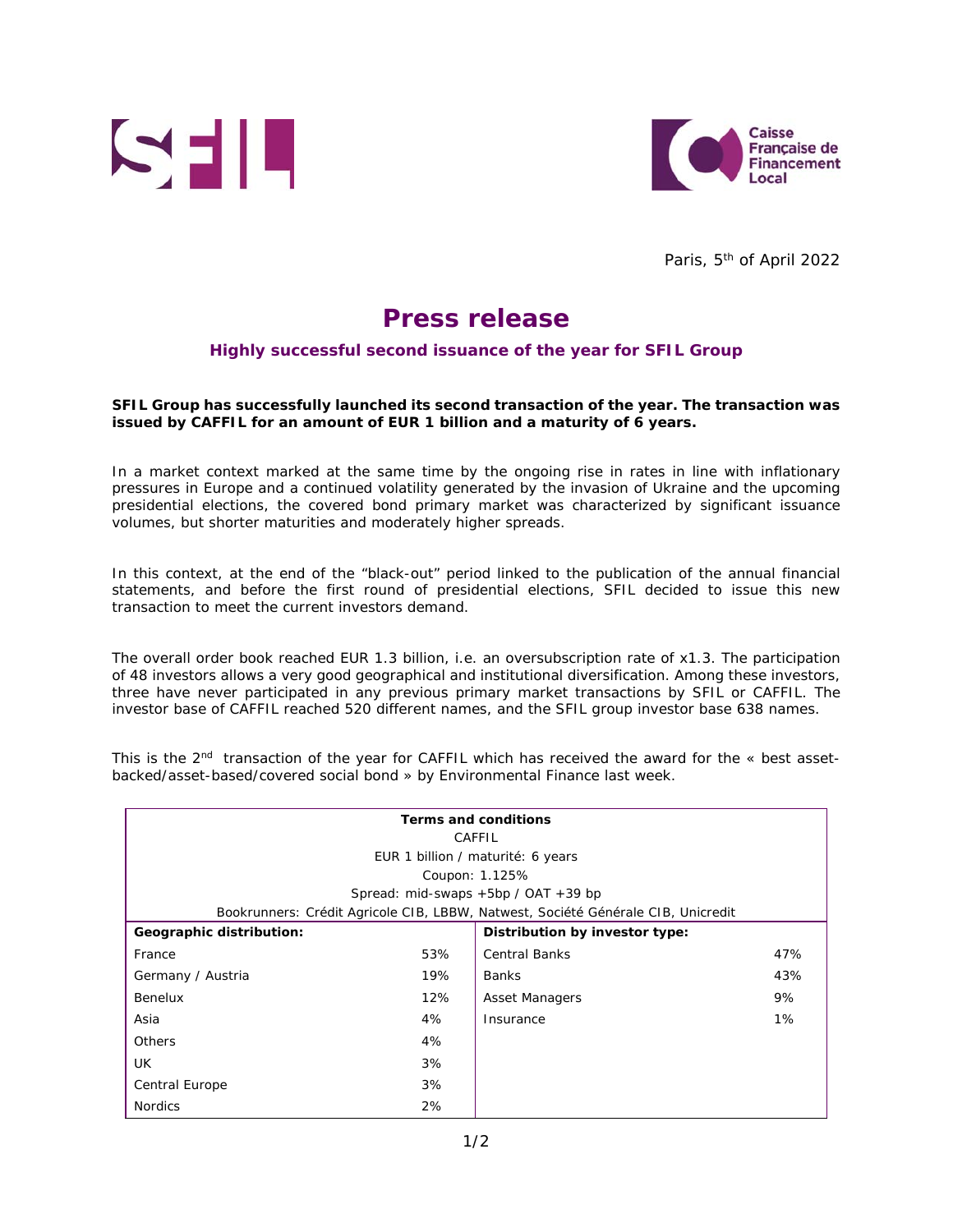Paris, 5th of April 2022

# Press release

## Highly successful second issuance of the year for SFIL Group

**SFIL Group has successfully launched its second transaction of the year. The transaction was issued by CAFFIL for an amount of EUR 1 billion and a maturity of 6 years.**

In a market context marked at the same time by the ongoing rise in rates in line with inflationary pressures in Europe and a continued volatility generated by the invasion of Ukraine and the upcoming presidential elections, the covered bond primary market was characterized by significant issuance volumes, but shorter maturities and moderately higher spreads.

In this context, at the end of the "black-out" period linked to the publication of the annual financial statements, and before the first round of presidential elections, SFIL decided to issue this new transaction to meet the current investors demand.

The overall order book reached EUR 1.3 billion, i.e. an oversubscription rate of x1.3. The participation of 48 investors allows a very good geographical and institutional diversification. Among these investors, three have never participated in any previous primary market transactions by SFIL or CAFFIL. The investor base of CAFFIL reached 520 different names, and the SFIL group investor base 638 names.

This is the 2nd transaction of the year for CAFFIL which has received the award for the « best asset-backed/asset-based/covered social bond » by Environmental Finance last week.

| **Terms and conditions** | | | |
|---|---|---|---|
| CAFFIL | | | |
| EUR 1 billion / maturité: 6 years | | | |
| Coupon: 1.125% | | | |
| Spread: mid-swaps +5bp / OAT +39 bp | | | |
| Bookrunners: Crédit Agricole CIB, LBBW, Natwest, Société Générale CIB, Unicredit | | | |
| **Geographic distribution:** | | **Distribution by investor type:** | |
| France | 53% | Central Banks | 47% |
| Germany / Austria | 19% | Banks | 43% |
| Benelux | 12% | Asset Managers | 9% |
| Asia | 4% | Insurance | 1% |
| Others | 4% | | |
| UK | 3% | | |
| Central Europe | 3% | | |
| Nordics | 2% | | |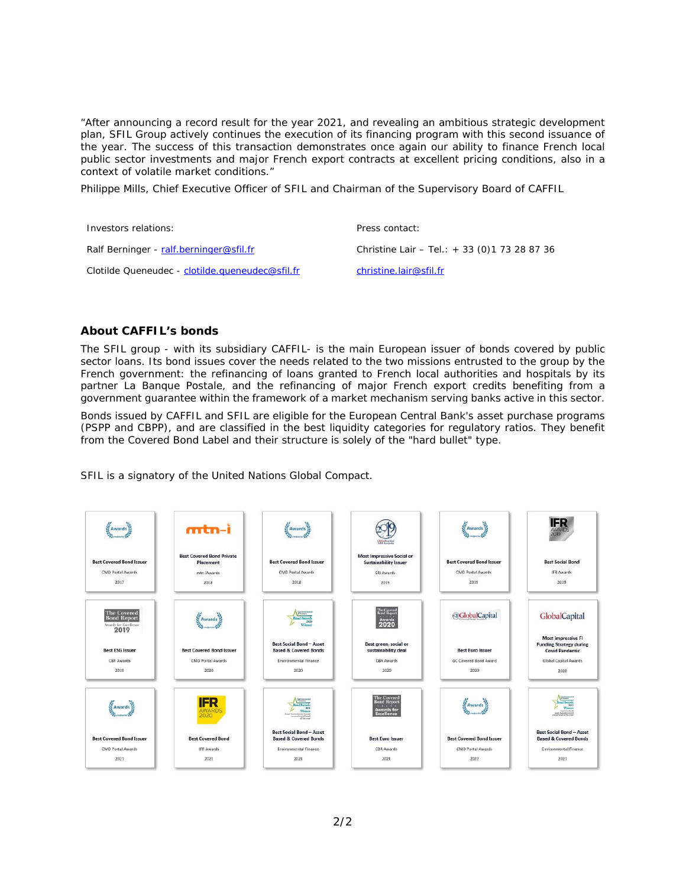"After announcing a record result for the year 2021, and revealing an ambitious strategic development plan, SFIL Group actively continues the execution of its financing program with this second issuance of the year. The success of this transaction demonstrates once again our ability to finance French local public sector investments and major French export contracts at excellent pricing conditions, also in a context of volatile market conditions."

Philippe Mills, Chief Executive Officer of SFIL and Chairman of the Supervisory Board of CAFFIL

| Investors relations: | Press contact: |
|---|---|
| Ralf Berninger - [ralf.berninger@sfil.fr](mailto:ralf.berninger@sfil.fr) | Christine Lair – Tel.: + 33 (0)1 73 28 87 36 |
| Clotilde Queneudec - [clotilde.queneudec@sfil.fr](mailto:clotilde.queneudec@sfil.fr) | [christine.lair@sfil.fr](mailto:christine.lair@sfil.fr) |

## About CAFFIL's bonds

The SFIL group - with its subsidiary CAFFIL- is the main European issuer of bonds covered by public sector loans. Its bond issues cover the needs related to the two missions entrusted to the group by the French government: the refinancing of loans granted to French local authorities and hospitals by its partner La Banque Postale, and the refinancing of major French export credits benefiting from a government guarantee within the framework of a market mechanism serving banks active in this sector.

Bonds issued by CAFFIL and SFIL are eligible for the European Central Bank's asset purchase programs (PSPP and CBPP), and are classified in the best liquidity categories for regulatory ratios. They benefit from the Covered Bond Label and their structure is solely of the "hard bullet" type.

SFIL is a signatory of the United Nations Global Compact.

| | | | | | |
|---|---|---|---|---|---|
| Best Covered Bond Issuer – CMD Portal Awards – 2017 | Best Covered Bond Private Placement – mtn-i Awards – 2018 | Best Covered Bond Issuer – CMD Portal Awards – 2018 | Most Impressive Social or Sustainability Issuer – SRI Awards – 2019 | Best Covered Bond Issuer – CMD Portal Awards – 2019 | Best Social Bond – IFR Awards – 2019 |
| Best ESG Issuer – CBR Awards – 2019 | Best Covered Bond Issuer – CMD Portal Awards – 2020 | Best Social Bond – Asset Based & Covered Bonds – Environmental Finance – 2020 | Best green, social or sustainability deal – CBR Awards – 2020 | Best Euro Issuer – GC Covered Bond Award – 2020 | Most impressive FI Funding Strategy during Covid Pandemic – Global Capital Awards – 2020 |
| Best Covered Bond Issuer – CMD Portal Awards – 2021 | Best Covered Bond – IFR Awards – 2021 | Best Social Bond – Asset Based & Covered Bonds – Environmental Finance – 2021 | Best Euro Issuer – CBR Awards – 2021 | Best Covered Bond Issuer – CMD Portal Awards – 2022 | Best Social Bond – Asset Based & Covered Bonds – Environmental Finance – 2021 |